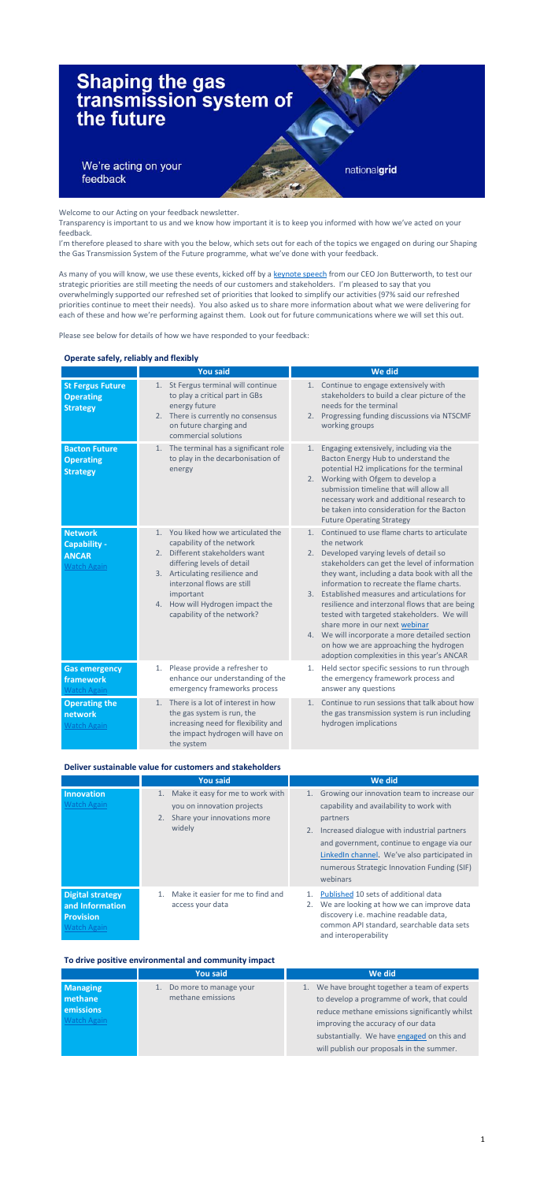# Shaping the gas transmission system of the future

We're acting on your feedback

nationalgrid

Welcome to our Acting on your feedback newsletter.

Transparency is important to us and we know how important it is to keep you informed with how we've acted on your feedback.

I'm therefore pleased to share with you the below, which sets out for each of the topics we engaged on during our Shaping the Gas Transmission System of the Future programme, what we've done with your feedback.

As many of you will know, we use these events, kicked off by a keynote speech from our CEO Jon Butterworth, to test our strategic priorities are still meeting the needs of our customers and stakeholders. I'm pleased to say that you overwhelmingly supported our refreshed set of priorities that looked to simplify our activities (97% said our refreshed priorities continue to meet their needs). You also asked us to share more information about what we were delivering for each of these and how we're performing against them. Look out for future communications where we will set this out.

Please see below for details of how we have responded to your feedback:

## Operate safely, reliably and flexibly

| | You said | We did |
|---|---|---|
| **St Fergus Future Operating Strategy** | 1. St Fergus terminal will continue to play a critical part in GBs energy future<br>2. There is currently no consensus on future charging and commercial solutions | 1. Continue to engage extensively with stakeholders to build a clear picture of the needs for the terminal<br>2. Progressing funding discussions via NTSCMF working groups |
| **Bacton Future Operating Strategy** | 1. The terminal has a significant role to play in the decarbonisation of energy | 1. Engaging extensively, including via the Bacton Energy Hub to understand the potential H2 implications for the terminal<br>2. Working with Ofgem to develop a submission timeline that will allow all necessary work and additional research to be taken into consideration for the Bacton Future Operating Strategy |
| **Network Capability - ANCAR** Watch Again | 1. You liked how we articulated the capability of the network<br>2. Different stakeholders want differing levels of detail<br>3. Articulating resilience and interzonal flows are still important<br>4. How will Hydrogen impact the capability of the network? | 1. Continued to use flame charts to articulate the network<br>2. Developed varying levels of detail so stakeholders can get the level of information they want, including a data book with all the information to recreate the flame charts.<br>3. Established measures and articulations for resilience and interzonal flows that are being tested with targeted stakeholders. We will share more in our next webinar<br>4. We will incorporate a more detailed section on how we are approaching the hydrogen adoption complexities in this year's ANCAR |
| **Gas emergency framework** Watch Again | 1. Please provide a refresher to enhance our understanding of the emergency frameworks process | 1. Held sector specific sessions to run through the emergency framework process and answer any questions |
| **Operating the network** Watch Again | 1. There is a lot of interest in how the gas system is run, the increasing need for flexibility and the impact hydrogen will have on the system | 1. Continue to run sessions that talk about how the gas transmission system is run including hydrogen implications |

## Deliver sustainable value for customers and stakeholders

| | You said | We did |
|---|---|---|
| **Innovation** Watch Again | 1. Make it easy for me to work with you on innovation projects<br>2. Share your innovations more widely | 1. Growing our innovation team to increase our capability and availability to work with partners<br>2. Increased dialogue with industrial partners and government, continue to engage via our LinkedIn channel. We've also participated in numerous Strategic Innovation Funding (SIF) webinars |
| **Digital strategy and Information Provision** Watch Again | 1. Make it easier for me to find and access your data | 1. Published 10 sets of additional data<br>2. We are looking at how we can improve data discovery i.e. machine readable data, common API standard, searchable data sets and interoperability |

## To drive positive environmental and community impact

| | You said | We did |
|---|---|---|
| **Managing methane emissions** Watch Again | 1. Do more to manage your methane emissions | 1. We have brought together a team of experts to develop a programme of work, that could reduce methane emissions significantly whilst improving the accuracy of our data substantially. We have engaged on this and will publish our proposals in the summer. |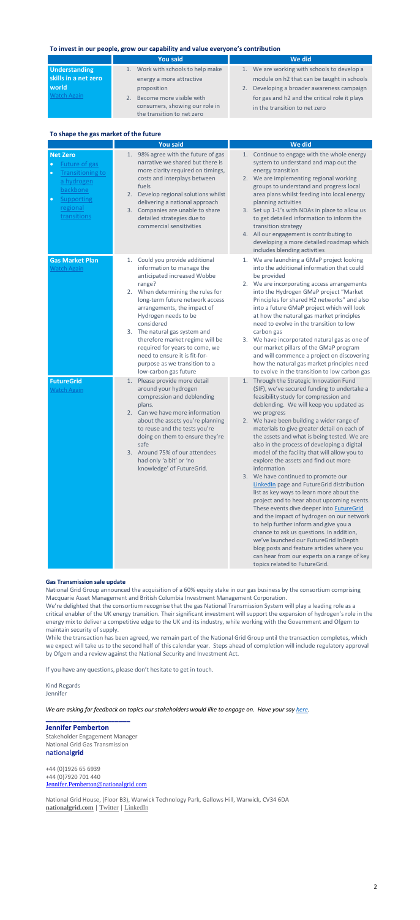**To invest in our people, grow our capability and value everyone's contribution**

| | You said | We did |
|---|---|---|
| **Understanding skills in a net zero world** [Watch Again](#) | 1. Work with schools to help make energy a more attractive proposition<br>2. Become more visible with consumers, showing our role in the transition to net zero | 1. We are working with schools to develop a module on h2 that can be taught in schools<br>2. Developing a broader awareness campaign for gas and h2 and the critical role it plays in the transition to net zero |

**To shape the gas market of the future**

| | You said | We did |
|---|---|---|
| **Net Zero**<br>• Future of gas<br>• Transitioning to a hydrogen backbone<br>• Supporting regional transitions | 1. 98% agree with the future of gas narrative we shared but there is more clarity required on timings, costs and interplays between fuels<br>2. Develop regional solutions whilst delivering a national approach<br>3. Companies are unable to share detailed strategies due to commercial sensitivities | 1. Continue to engage with the whole energy system to understand and map out the energy transition<br>2. We are implementing regional working groups to understand and progress local area plans whilst feeding into local energy planning activities<br>3. Set up 1-1's with NDAs in place to allow us to get detailed information to inform the transition strategy<br>4. All our engagement is contributing to developing a more detailed roadmap which includes blending activities |
| **Gas Market Plan** [Watch Again](#) | 1. Could you provide additional information to manage the anticipated increased Wobbe range?<br>2. When determining the rules for long-term future network access arrangements, the impact of Hydrogen needs to be considered<br>3. The natural gas system and therefore market regime will be required for years to come, we need to ensure it is fit-for-purpose as we transition to a low-carbon gas future | 1. We are launching a GMaP project looking into the additional information that could be provided<br>2. We are incorporating access arrangements into the Hydrogen GMaP project "Market Principles for shared H2 networks" and also into a future GMaP project which will look at how the natural gas market principles need to evolve in the transition to low carbon gas<br>3. We have incorporated natural gas as one of our market pillars of the GMaP program and will commence a project on discovering how the natural gas market principles need to evolve in the transition to low carbon gas |
| **FutureGrid** [Watch Again](#) | 1. Please provide more detail around your hydrogen compression and deblending plans.<br>2. Can we have more information about the assets you're planning to reuse and the tests you're doing on them to ensure they're safe<br>3. Around 75% of our attendees had only 'a bit' or 'no knowledge' of FutureGrid. | 1. Through the Strategic Innovation Fund (SIF), we've secured funding to undertake a feasibility study for compression and deblending. We will keep you updated as we progress<br>2. We have been building a wider range of materials to give greater detail on each of the assets and what is being tested. We are also in the process of developing a digital model of the facility that will allow you to explore the assets and find out more information<br>3. We have continued to promote our LinkedIn page and FutureGrid distribution list as key ways to learn more about the project and to hear about upcoming events. These events dive deeper into FutureGrid and the impact of hydrogen on our network to help further inform and give you a chance to ask us questions. In addition, we've launched our FutureGrid InDepth blog posts and feature articles where you can hear from our experts on a range of key topics related to FutureGrid. |

**Gas Transmission sale update**

National Grid Group announced the acquisition of a 60% equity stake in our gas business by the consortium comprising Macquarie Asset Management and British Columbia Investment Management Corporation.

We're delighted that the consortium recognise that the gas National Transmission System will play a leading role as a critical enabler of the UK energy transition. Their significant investment will support the expansion of hydrogen's role in the energy mix to deliver a competitive edge to the UK and its industry, while working with the Government and Ofgem to maintain security of supply.

While the transaction has been agreed, we remain part of the National Grid Group until the transaction completes, which we expect will take us to the second half of this calendar year. Steps ahead of completion will include regulatory approval by Ofgem and a review against the National Security and Investment Act.

If you have any questions, please don't hesitate to get in touch.

Kind Regards
Jennifer

*We are asking for feedback on topics our stakeholders would like to engage on. Have your say here.*

**Jennifer Pemberton**
Stakeholder Engagement Manager
National Grid Gas Transmission
nationalgrid

+44 (0)1926 65 6939
+44 (0)7920 701 440
Jennifer.Pemberton@nationalgrid.com

National Grid House, (Floor B3), Warwick Technology Park, Gallows Hill, Warwick, CV34 6DA
**nationalgrid.com** | Twitter | LinkedIn